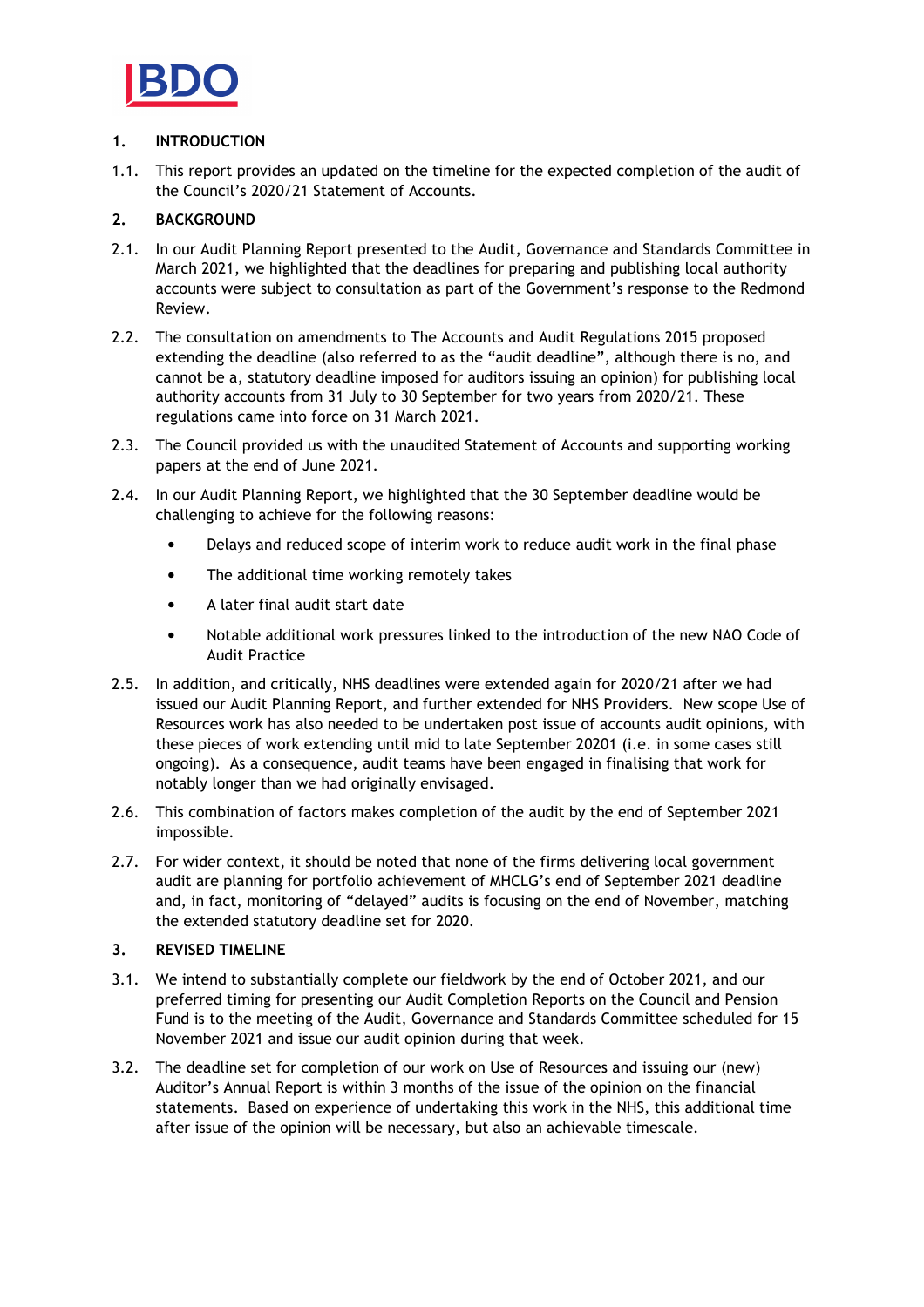## 1. INTRODUCTION

1.1. This report provides an updated on the timeline for the expected completion of the audit of the Council's 2020/21 Statement of Accounts.

## 2. BACKGROUND

2.1. In our Audit Planning Report presented to the Audit, Governance and Standards Committee in March 2021, we highlighted that the deadlines for preparing and publishing local authority accounts were subject to consultation as part of the Government's response to the Redmond Review.

2.2. The consultation on amendments to The Accounts and Audit Regulations 2015 proposed extending the deadline (also referred to as the "audit deadline", although there is no, and cannot be a, statutory deadline imposed for auditors issuing an opinion) for publishing local authority accounts from 31 July to 30 September for two years from 2020/21. These regulations came into force on 31 March 2021.

2.3. The Council provided us with the unaudited Statement of Accounts and supporting working papers at the end of June 2021.

2.4. In our Audit Planning Report, we highlighted that the 30 September deadline would be challenging to achieve for the following reasons:

- Delays and reduced scope of interim work to reduce audit work in the final phase
- The additional time working remotely takes
- A later final audit start date
- Notable additional work pressures linked to the introduction of the new NAO Code of Audit Practice

2.5. In addition, and critically, NHS deadlines were extended again for 2020/21 after we had issued our Audit Planning Report, and further extended for NHS Providers. New scope Use of Resources work has also needed to be undertaken post issue of accounts audit opinions, with these pieces of work extending until mid to late September 20201 (i.e. in some cases still ongoing). As a consequence, audit teams have been engaged in finalising that work for notably longer than we had originally envisaged.

2.6. This combination of factors makes completion of the audit by the end of September 2021 impossible.

2.7. For wider context, it should be noted that none of the firms delivering local government audit are planning for portfolio achievement of MHCLG's end of September 2021 deadline and, in fact, monitoring of "delayed" audits is focusing on the end of November, matching the extended statutory deadline set for 2020.

## 3. REVISED TIMELINE

3.1. We intend to substantially complete our fieldwork by the end of October 2021, and our preferred timing for presenting our Audit Completion Reports on the Council and Pension Fund is to the meeting of the Audit, Governance and Standards Committee scheduled for 15 November 2021 and issue our audit opinion during that week.

3.2. The deadline set for completion of our work on Use of Resources and issuing our (new) Auditor's Annual Report is within 3 months of the issue of the opinion on the financial statements. Based on experience of undertaking this work in the NHS, this additional time after issue of the opinion will be necessary, but also an achievable timescale.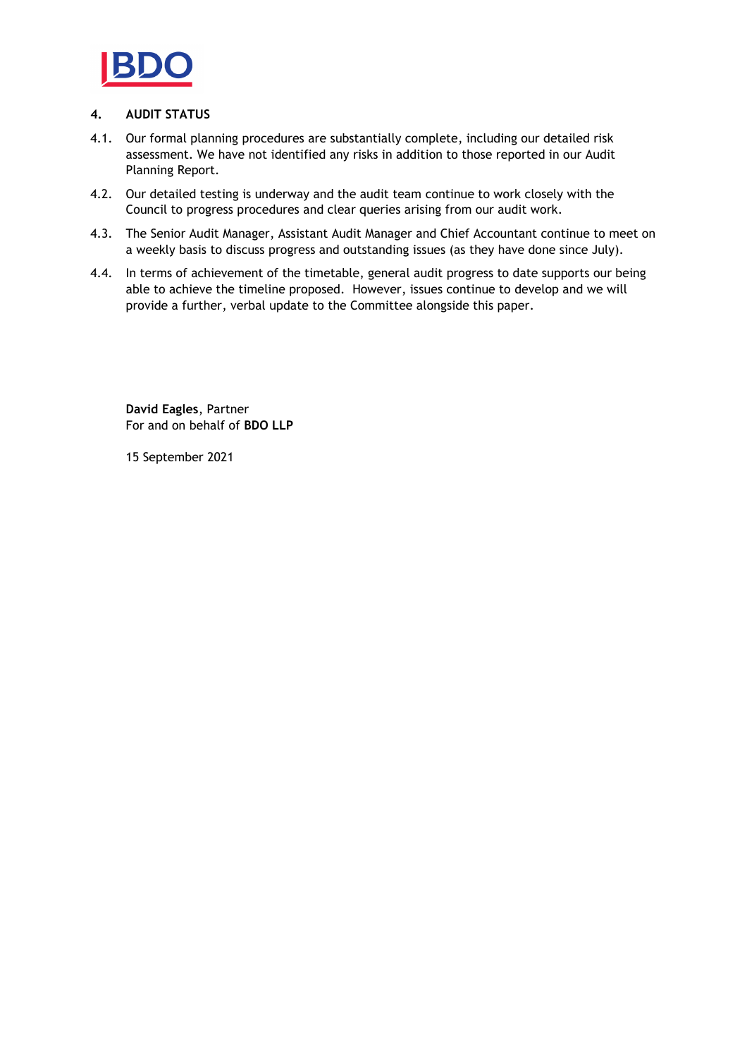## 4. AUDIT STATUS

4.1. Our formal planning procedures are substantially complete, including our detailed risk assessment. We have not identified any risks in addition to those reported in our Audit Planning Report.

4.2. Our detailed testing is underway and the audit team continue to work closely with the Council to progress procedures and clear queries arising from our audit work.

4.3. The Senior Audit Manager, Assistant Audit Manager and Chief Accountant continue to meet on a weekly basis to discuss progress and outstanding issues (as they have done since July).

4.4. In terms of achievement of the timetable, general audit progress to date supports our being able to achieve the timeline proposed. However, issues continue to develop and we will provide a further, verbal update to the Committee alongside this paper.

**David Eagles**, Partner
For and on behalf of **BDO LLP**

15 September 2021